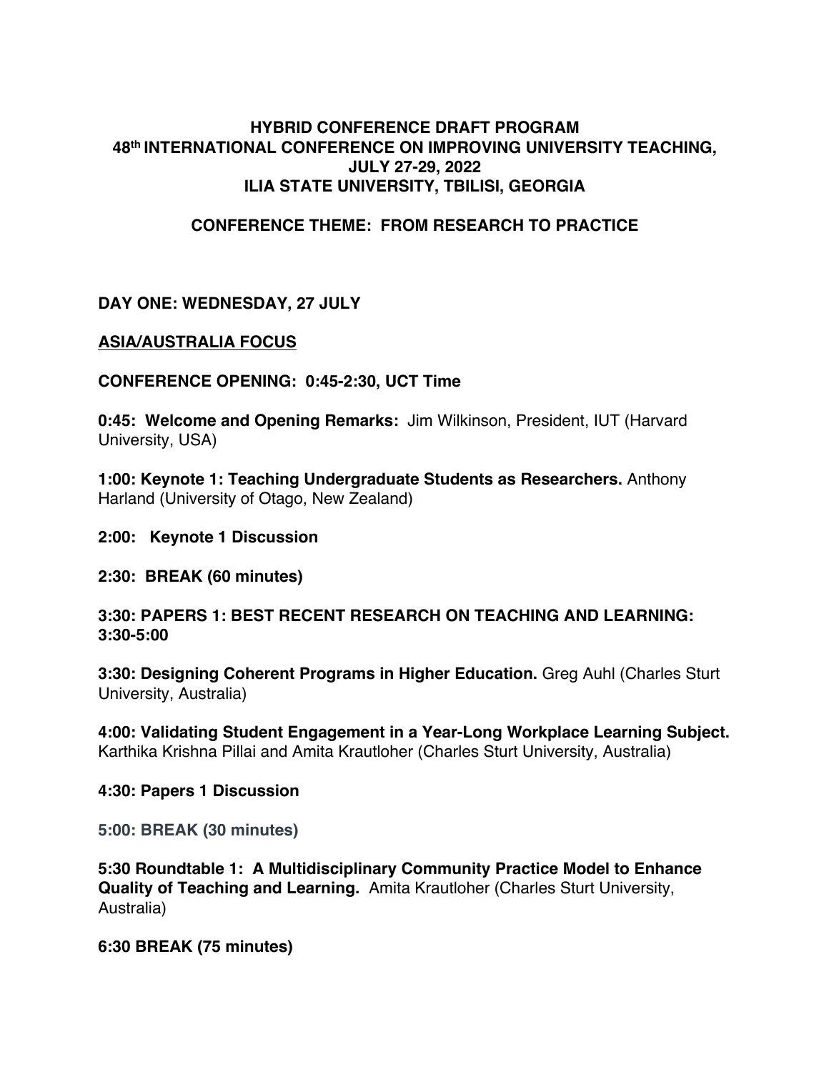# HYBRID CONFERENCE DRAFT PROGRAM
# 48th INTERNATIONAL CONFERENCE ON IMPROVING UNIVERSITY TEACHING, JULY 27-29, 2022
# ILIA STATE UNIVERSITY, TBILISI, GEORGIA

## CONFERENCE THEME: FROM RESEARCH TO PRACTICE

## DAY ONE: WEDNESDAY, 27 JULY

### ASIA/AUSTRALIA FOCUS

**CONFERENCE OPENING: 0:45-2:30, UCT Time**

**0:45: Welcome and Opening Remarks:** Jim Wilkinson, President, IUT (Harvard University, USA)

**1:00: Keynote 1: Teaching Undergraduate Students as Researchers.** Anthony Harland (University of Otago, New Zealand)

**2:00: Keynote 1 Discussion**

**2:30: BREAK (60 minutes)**

**3:30: PAPERS 1: BEST RECENT RESEARCH ON TEACHING AND LEARNING: 3:30-5:00**

**3:30: Designing Coherent Programs in Higher Education.** Greg Auhl (Charles Sturt University, Australia)

**4:00: Validating Student Engagement in a Year-Long Workplace Learning Subject.** Karthika Krishna Pillai and Amita Krautloher (Charles Sturt University, Australia)

**4:30: Papers 1 Discussion**

**5:00: BREAK (30 minutes)**

**5:30 Roundtable 1: A Multidisciplinary Community Practice Model to Enhance Quality of Teaching and Learning.** Amita Krautloher (Charles Sturt University, Australia)

**6:30 BREAK (75 minutes)**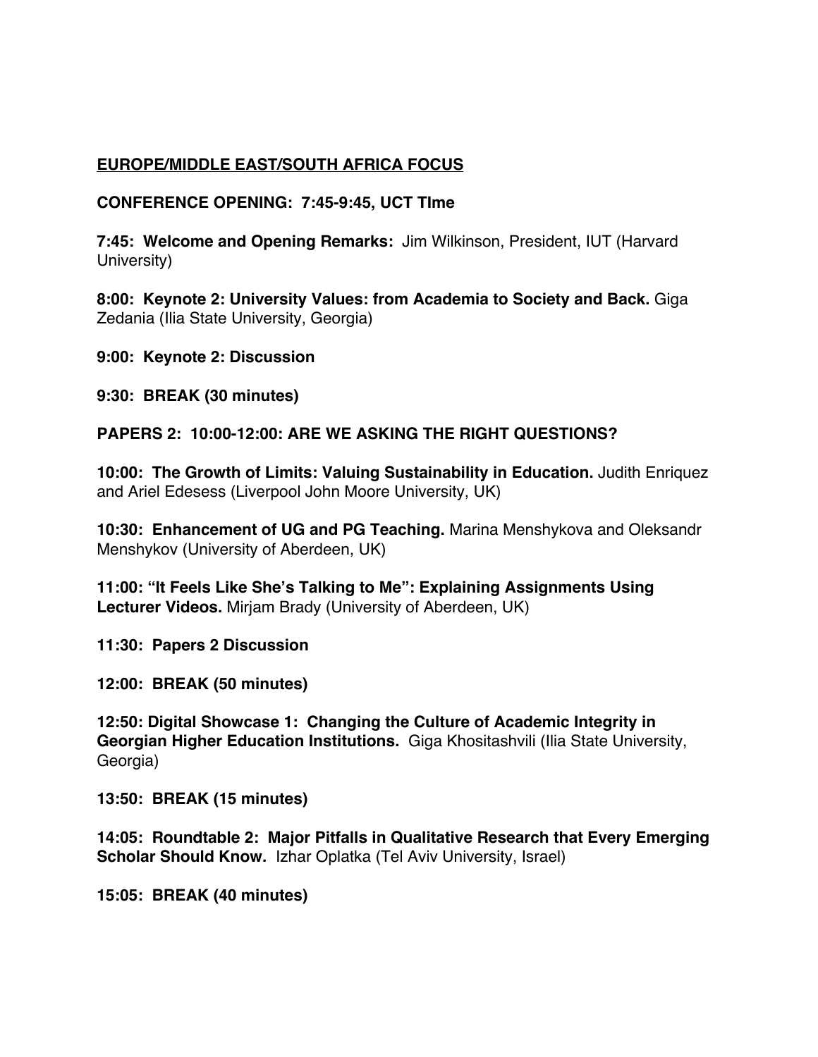## EUROPE/MIDDLE EAST/SOUTH AFRICA FOCUS

**CONFERENCE OPENING: 7:45-9:45, UCT TIme**

**7:45: Welcome and Opening Remarks:** Jim Wilkinson, President, IUT (Harvard University)

**8:00: Keynote 2: University Values: from Academia to Society and Back.** Giga Zedania (Ilia State University, Georgia)

**9:00: Keynote 2: Discussion**

**9:30: BREAK (30 minutes)**

**PAPERS 2: 10:00-12:00: ARE WE ASKING THE RIGHT QUESTIONS?**

**10:00: The Growth of Limits: Valuing Sustainability in Education.** Judith Enriquez and Ariel Edesess (Liverpool John Moore University, UK)

**10:30: Enhancement of UG and PG Teaching.** Marina Menshykova and Oleksandr Menshykov (University of Aberdeen, UK)

**11:00: "It Feels Like She's Talking to Me": Explaining Assignments Using Lecturer Videos.** Mirjam Brady (University of Aberdeen, UK)

**11:30: Papers 2 Discussion**

**12:00: BREAK (50 minutes)**

**12:50: Digital Showcase 1: Changing the Culture of Academic Integrity in Georgian Higher Education Institutions.** Giga Khositashvili (Ilia State University, Georgia)

**13:50: BREAK (15 minutes)**

**14:05: Roundtable 2: Major Pitfalls in Qualitative Research that Every Emerging Scholar Should Know.** Izhar Oplatka (Tel Aviv University, Israel)

**15:05: BREAK (40 minutes)**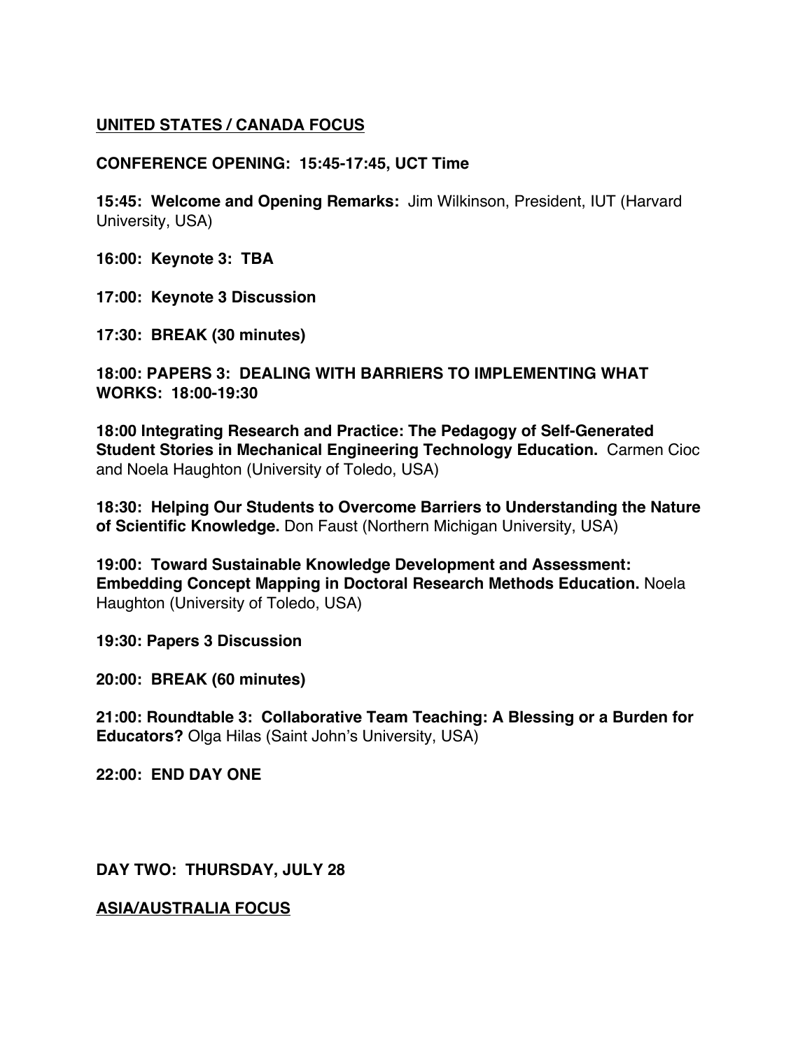## UNITED STATES / CANADA FOCUS

**CONFERENCE OPENING: 15:45-17:45, UCT Time**

**15:45: Welcome and Opening Remarks:** Jim Wilkinson, President, IUT (Harvard University, USA)

**16:00: Keynote 3: TBA**

**17:00: Keynote 3 Discussion**

**17:30: BREAK (30 minutes)**

**18:00: PAPERS 3: DEALING WITH BARRIERS TO IMPLEMENTING WHAT WORKS: 18:00-19:30**

**18:00 Integrating Research and Practice: The Pedagogy of Self-Generated Student Stories in Mechanical Engineering Technology Education.** Carmen Cioc and Noela Haughton (University of Toledo, USA)

**18:30: Helping Our Students to Overcome Barriers to Understanding the Nature of Scientific Knowledge.** Don Faust (Northern Michigan University, USA)

**19:00: Toward Sustainable Knowledge Development and Assessment: Embedding Concept Mapping in Doctoral Research Methods Education.** Noela Haughton (University of Toledo, USA)

**19:30: Papers 3 Discussion**

**20:00: BREAK (60 minutes)**

**21:00: Roundtable 3: Collaborative Team Teaching: A Blessing or a Burden for Educators?** Olga Hilas (Saint John's University, USA)

**22:00: END DAY ONE**

## DAY TWO: THURSDAY, JULY 28

## ASIA/AUSTRALIA FOCUS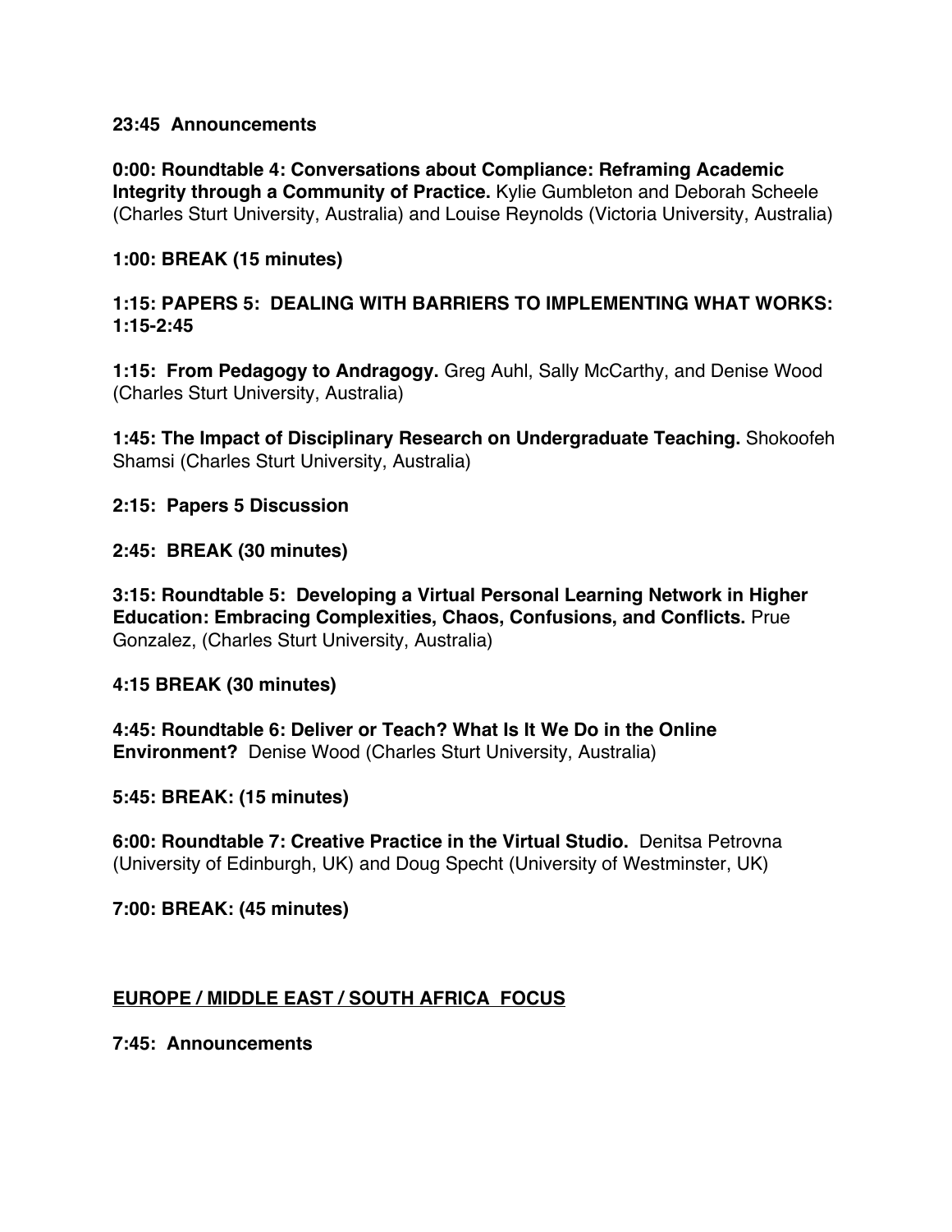**23:45 Announcements**

**0:00: Roundtable 4: Conversations about Compliance: Reframing Academic Integrity through a Community of Practice.** Kylie Gumbleton and Deborah Scheele (Charles Sturt University, Australia) and Louise Reynolds (Victoria University, Australia)

**1:00: BREAK (15 minutes)**

**1:15: PAPERS 5: DEALING WITH BARRIERS TO IMPLEMENTING WHAT WORKS: 1:15-2:45**

**1:15: From Pedagogy to Andragogy.** Greg Auhl, Sally McCarthy, and Denise Wood (Charles Sturt University, Australia)

**1:45: The Impact of Disciplinary Research on Undergraduate Teaching.** Shokoofeh Shamsi (Charles Sturt University, Australia)

**2:15: Papers 5 Discussion**

**2:45: BREAK (30 minutes)**

**3:15: Roundtable 5: Developing a Virtual Personal Learning Network in Higher Education: Embracing Complexities, Chaos, Confusions, and Conflicts.** Prue Gonzalez, (Charles Sturt University, Australia)

**4:15 BREAK (30 minutes)**

**4:45: Roundtable 6: Deliver or Teach? What Is It We Do in the Online Environment?** Denise Wood (Charles Sturt University, Australia)

**5:45: BREAK: (15 minutes)**

**6:00: Roundtable 7: Creative Practice in the Virtual Studio.** Denitsa Petrovna (University of Edinburgh, UK) and Doug Specht (University of Westminster, UK)

**7:00: BREAK: (45 minutes)**

## EUROPE / MIDDLE EAST / SOUTH AFRICA FOCUS

**7:45: Announcements**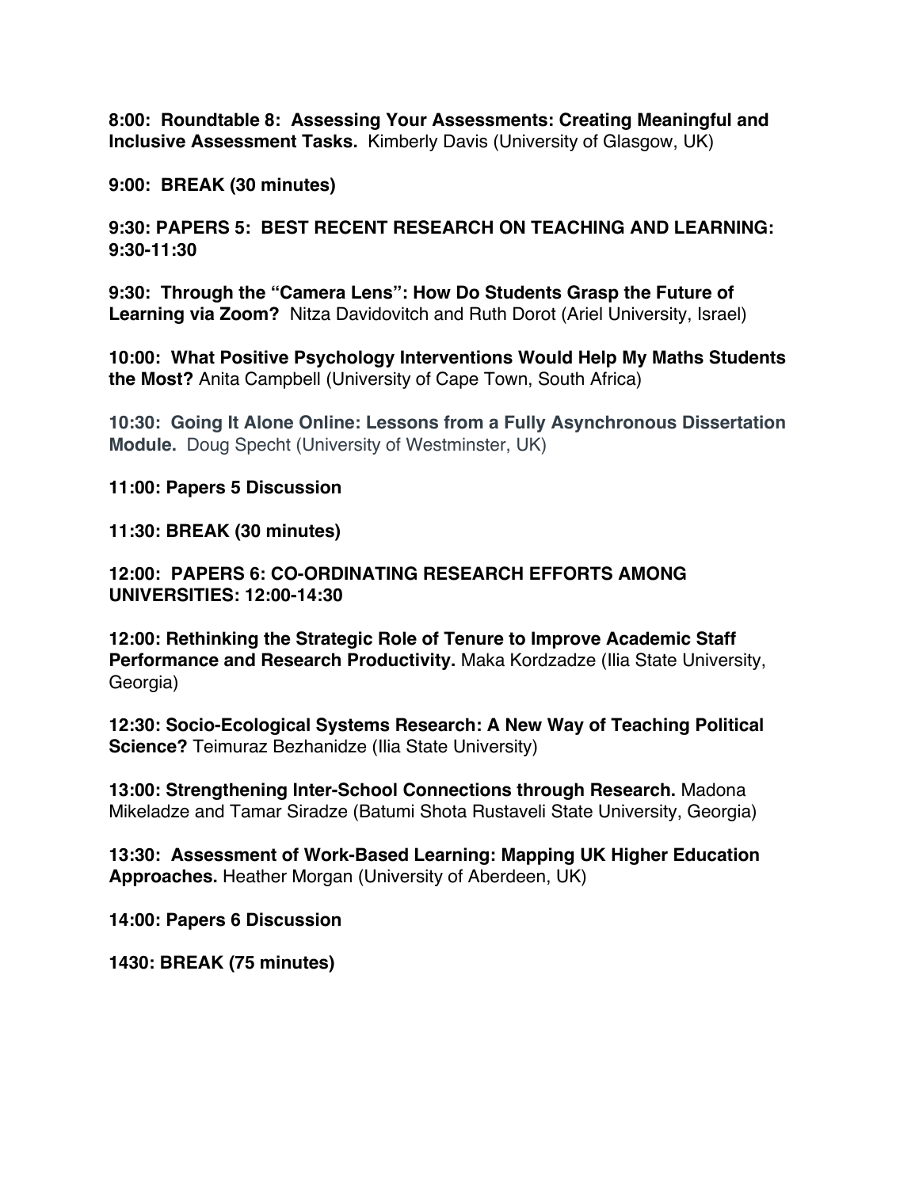**8:00: Roundtable 8: Assessing Your Assessments: Creating Meaningful and Inclusive Assessment Tasks.** Kimberly Davis (University of Glasgow, UK)

**9:00: BREAK (30 minutes)**

**9:30: PAPERS 5: BEST RECENT RESEARCH ON TEACHING AND LEARNING: 9:30-11:30**

**9:30: Through the "Camera Lens": How Do Students Grasp the Future of Learning via Zoom?** Nitza Davidovitch and Ruth Dorot (Ariel University, Israel)

**10:00: What Positive Psychology Interventions Would Help My Maths Students the Most?** Anita Campbell (University of Cape Town, South Africa)

**10:30: Going It Alone Online: Lessons from a Fully Asynchronous Dissertation Module.** Doug Specht (University of Westminster, UK)

**11:00: Papers 5 Discussion**

**11:30: BREAK (30 minutes)**

**12:00: PAPERS 6: CO-ORDINATING RESEARCH EFFORTS AMONG UNIVERSITIES: 12:00-14:30**

**12:00: Rethinking the Strategic Role of Tenure to Improve Academic Staff Performance and Research Productivity.** Maka Kordzadze (Ilia State University, Georgia)

**12:30: Socio-Ecological Systems Research: A New Way of Teaching Political Science?** Teimuraz Bezhanidze (Ilia State University)

**13:00: Strengthening Inter-School Connections through Research.** Madona Mikeladze and Tamar Siradze (Batumi Shota Rustaveli State University, Georgia)

**13:30: Assessment of Work-Based Learning: Mapping UK Higher Education Approaches.** Heather Morgan (University of Aberdeen, UK)

**14:00: Papers 6 Discussion**

**1430: BREAK (75 minutes)**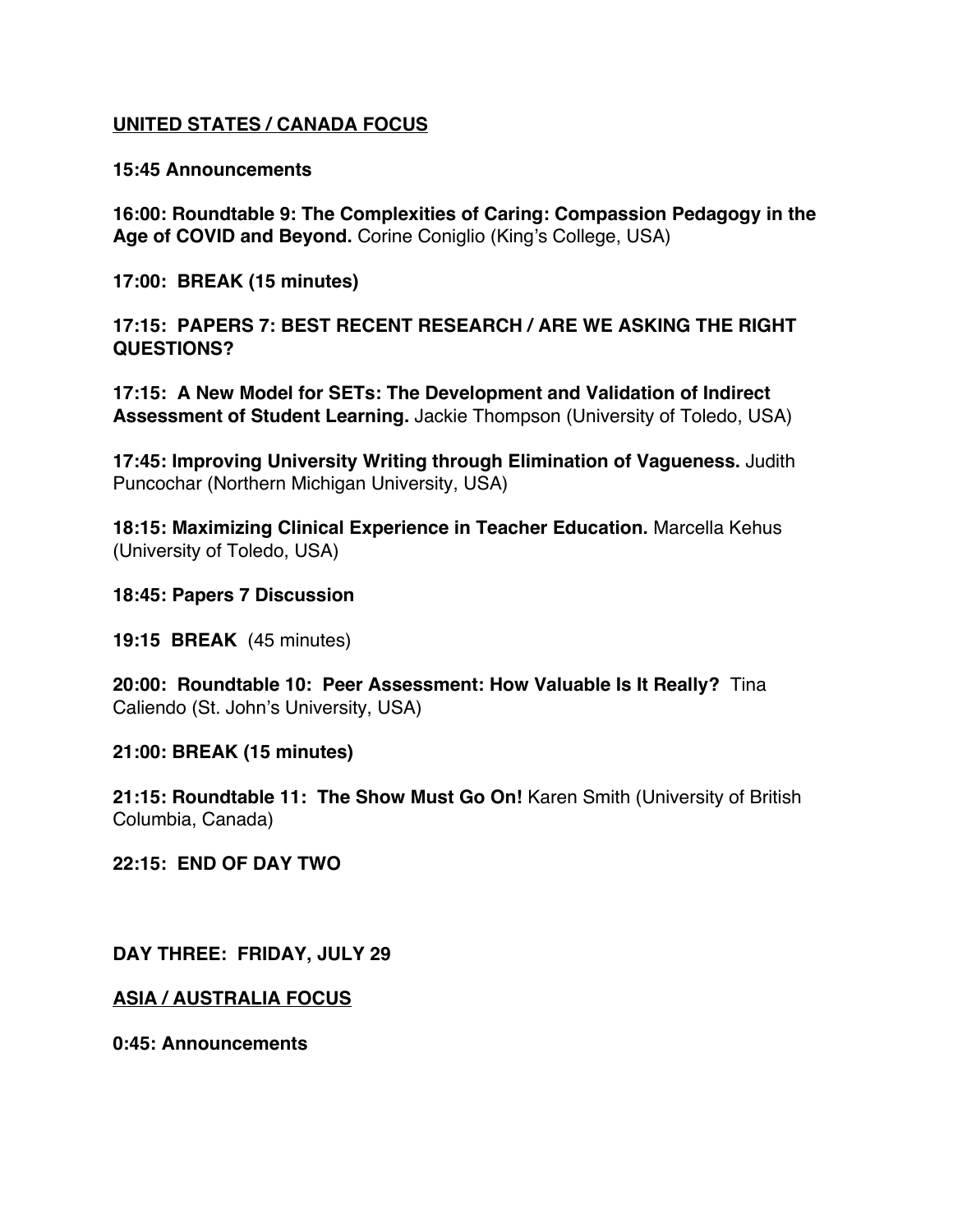**<u>UNITED STATES / CANADA FOCUS</u>**

**15:45 Announcements**

**16:00: Roundtable 9: The Complexities of Caring: Compassion Pedagogy in the Age of COVID and Beyond.** Corine Coniglio (King's College, USA)

**17:00: BREAK (15 minutes)**

**17:15: PAPERS 7: BEST RECENT RESEARCH / ARE WE ASKING THE RIGHT QUESTIONS?**

**17:15: A New Model for SETs: The Development and Validation of Indirect Assessment of Student Learning.** Jackie Thompson (University of Toledo, USA)

**17:45: Improving University Writing through Elimination of Vagueness.** Judith Puncochar (Northern Michigan University, USA)

**18:15: Maximizing Clinical Experience in Teacher Education.** Marcella Kehus (University of Toledo, USA)

**18:45: Papers 7 Discussion**

**19:15 BREAK** (45 minutes)

**20:00: Roundtable 10: Peer Assessment: How Valuable Is It Really?** Tina Caliendo (St. John's University, USA)

**21:00: BREAK (15 minutes)**

**21:15: Roundtable 11: The Show Must Go On!** Karen Smith (University of British Columbia, Canada)

**22:15: END OF DAY TWO**

**DAY THREE: FRIDAY, JULY 29**

**<u>ASIA / AUSTRALIA FOCUS</u>**

**0:45: Announcements**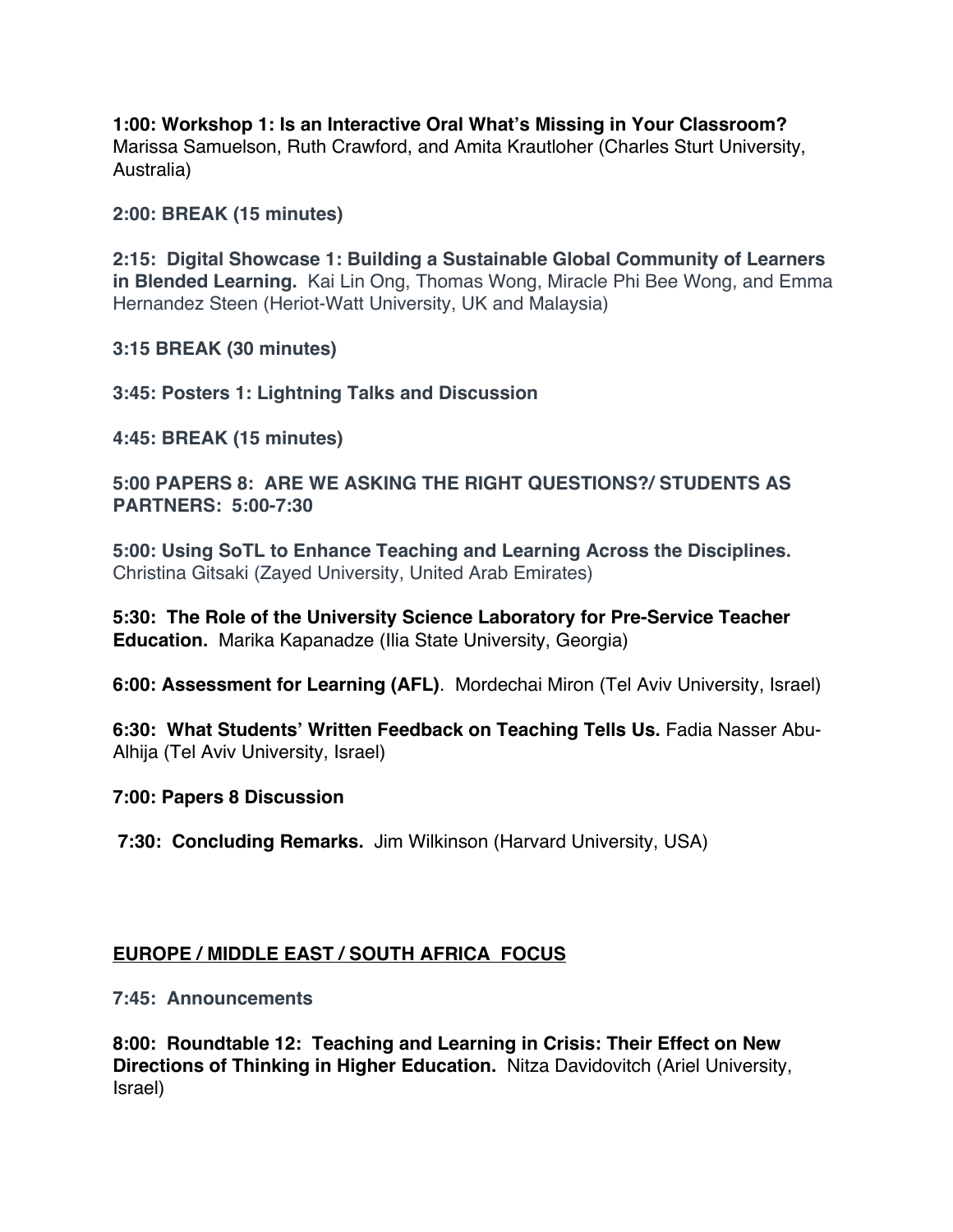**1:00: Workshop 1: Is an Interactive Oral What's Missing in Your Classroom?** Marissa Samuelson, Ruth Crawford, and Amita Krautloher (Charles Sturt University, Australia)

**2:00: BREAK (15 minutes)**

**2:15: Digital Showcase 1: Building a Sustainable Global Community of Learners in Blended Learning.** Kai Lin Ong, Thomas Wong, Miracle Phi Bee Wong, and Emma Hernandez Steen (Heriot-Watt University, UK and Malaysia)

**3:15 BREAK (30 minutes)**

**3:45: Posters 1: Lightning Talks and Discussion**

**4:45: BREAK (15 minutes)**

**5:00 PAPERS 8: ARE WE ASKING THE RIGHT QUESTIONS?/ STUDENTS AS PARTNERS: 5:00-7:30**

**5:00: Using SoTL to Enhance Teaching and Learning Across the Disciplines.** Christina Gitsaki (Zayed University, United Arab Emirates)

**5:30: The Role of the University Science Laboratory for Pre-Service Teacher Education.** Marika Kapanadze (Ilia State University, Georgia)

**6:00: Assessment for Learning (AFL)**. Mordechai Miron (Tel Aviv University, Israel)

**6:30: What Students' Written Feedback on Teaching Tells Us.** Fadia Nasser Abu-Alhija (Tel Aviv University, Israel)

**7:00: Papers 8 Discussion**

**7:30: Concluding Remarks.** Jim Wilkinson (Harvard University, USA)

## EUROPE / MIDDLE EAST / SOUTH AFRICA FOCUS

**7:45: Announcements**

**8:00: Roundtable 12: Teaching and Learning in Crisis: Their Effect on New Directions of Thinking in Higher Education.** Nitza Davidovitch (Ariel University, Israel)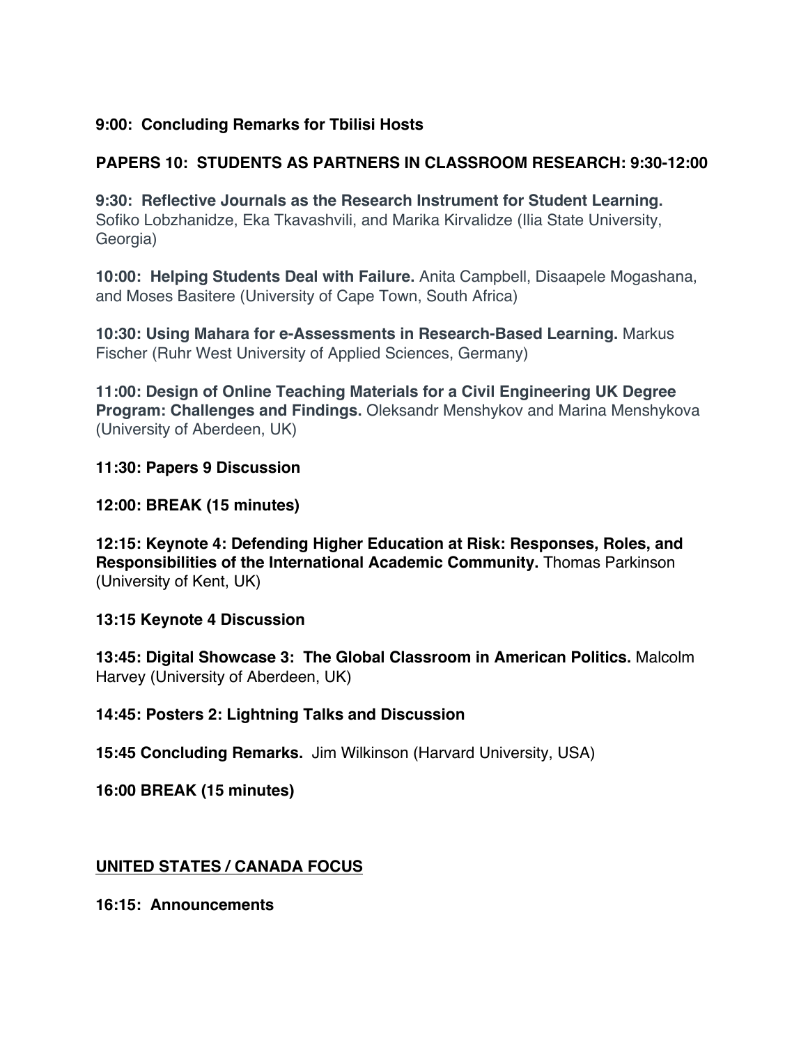**9:00: Concluding Remarks for Tbilisi Hosts**

**PAPERS 10: STUDENTS AS PARTNERS IN CLASSROOM RESEARCH: 9:30-12:00**

**9:30: Reflective Journals as the Research Instrument for Student Learning.** Sofiko Lobzhanidze, Eka Tkavashvili, and Marika Kirvalidze (Ilia State University, Georgia)

**10:00: Helping Students Deal with Failure.** Anita Campbell, Disaapele Mogashana, and Moses Basitere (University of Cape Town, South Africa)

**10:30: Using Mahara for e-Assessments in Research-Based Learning.** Markus Fischer (Ruhr West University of Applied Sciences, Germany)

**11:00: Design of Online Teaching Materials for a Civil Engineering UK Degree Program: Challenges and Findings.** Oleksandr Menshykov and Marina Menshykova (University of Aberdeen, UK)

**11:30: Papers 9 Discussion**

**12:00: BREAK (15 minutes)**

**12:15: Keynote 4: Defending Higher Education at Risk: Responses, Roles, and Responsibilities of the International Academic Community.** Thomas Parkinson (University of Kent, UK)

**13:15 Keynote 4 Discussion**

**13:45: Digital Showcase 3: The Global Classroom in American Politics.** Malcolm Harvey (University of Aberdeen, UK)

**14:45: Posters 2: Lightning Talks and Discussion**

**15:45 Concluding Remarks.** Jim Wilkinson (Harvard University, USA)

**16:00 BREAK (15 minutes)**

**UNITED STATES / CANADA FOCUS**

**16:15: Announcements**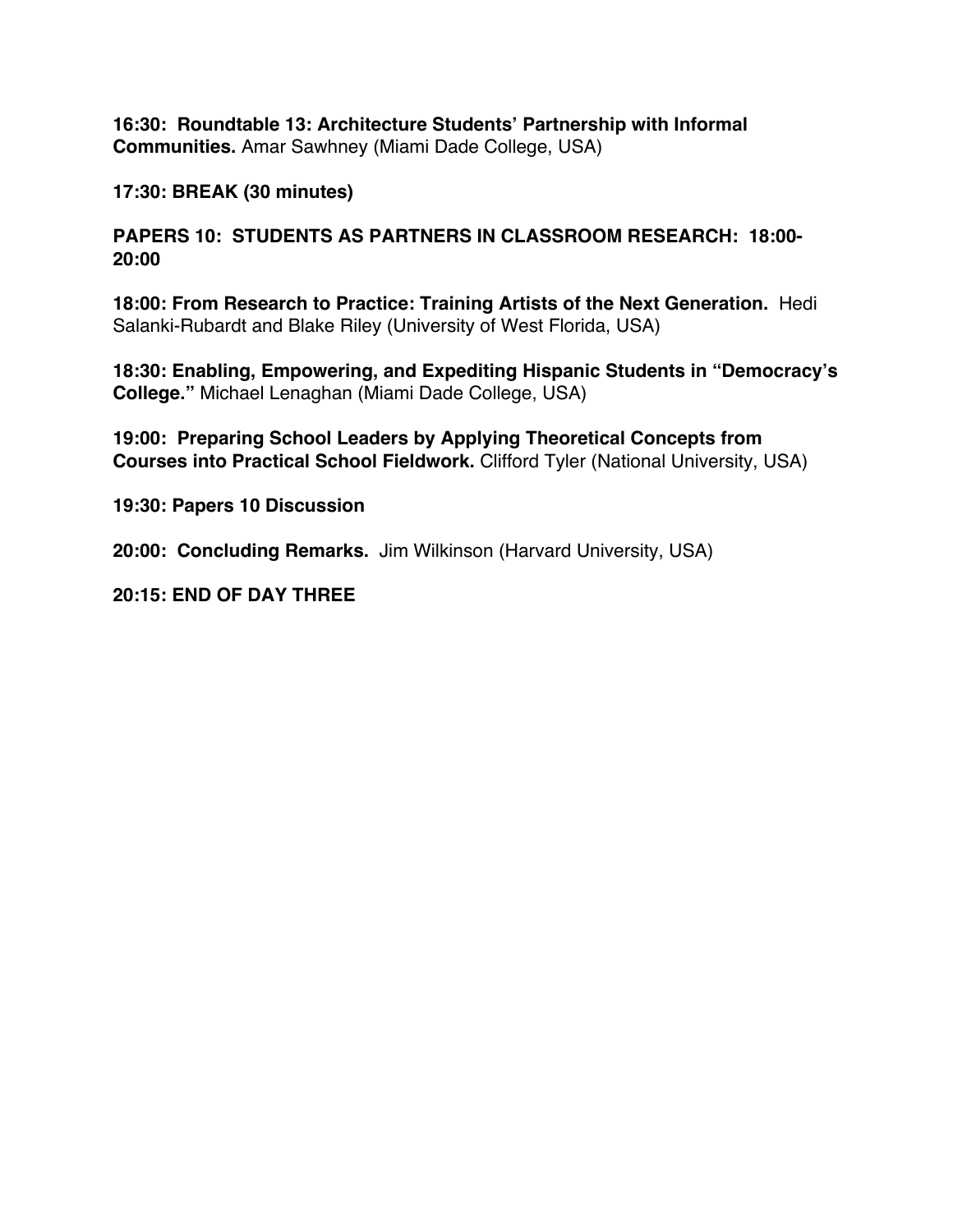**16:30: Roundtable 13: Architecture Students' Partnership with Informal Communities.** Amar Sawhney (Miami Dade College, USA)

**17:30: BREAK (30 minutes)**

**PAPERS 10: STUDENTS AS PARTNERS IN CLASSROOM RESEARCH: 18:00-20:00**

**18:00: From Research to Practice: Training Artists of the Next Generation.** Hedi Salanki-Rubardt and Blake Riley (University of West Florida, USA)

**18:30: Enabling, Empowering, and Expediting Hispanic Students in "Democracy's College."** Michael Lenaghan (Miami Dade College, USA)

**19:00: Preparing School Leaders by Applying Theoretical Concepts from Courses into Practical School Fieldwork.** Clifford Tyler (National University, USA)

**19:30: Papers 10 Discussion**

**20:00: Concluding Remarks.** Jim Wilkinson (Harvard University, USA)

**20:15: END OF DAY THREE**